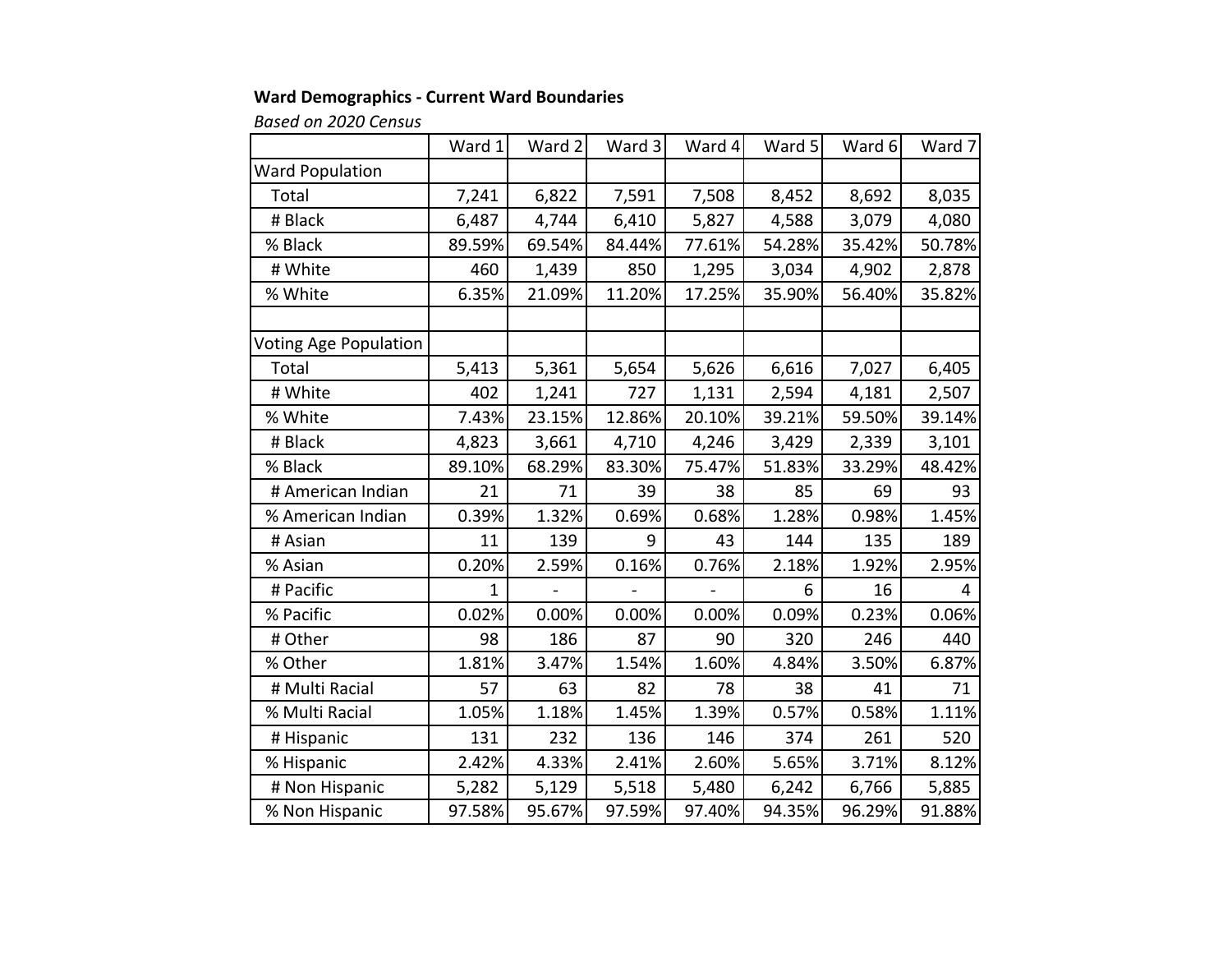**Ward Demographics - Current Ward Boundaries**

*Based on 2020 Census*

| | Ward 1 | Ward 2 | Ward 3 | Ward 4 | Ward 5 | Ward 6 | Ward 7 |
|---|---|---|---|---|---|---|---|
| Ward Population | | | | | | | |
| Total | 7,241 | 6,822 | 7,591 | 7,508 | 8,452 | 8,692 | 8,035 |
| # Black | 6,487 | 4,744 | 6,410 | 5,827 | 4,588 | 3,079 | 4,080 |
| % Black | 89.59% | 69.54% | 84.44% | 77.61% | 54.28% | 35.42% | 50.78% |
| # White | 460 | 1,439 | 850 | 1,295 | 3,034 | 4,902 | 2,878 |
| % White | 6.35% | 21.09% | 11.20% | 17.25% | 35.90% | 56.40% | 35.82% |
| | | | | | | | |
| Voting Age Population | | | | | | | |
| Total | 5,413 | 5,361 | 5,654 | 5,626 | 6,616 | 7,027 | 6,405 |
| # White | 402 | 1,241 | 727 | 1,131 | 2,594 | 4,181 | 2,507 |
| % White | 7.43% | 23.15% | 12.86% | 20.10% | 39.21% | 59.50% | 39.14% |
| # Black | 4,823 | 3,661 | 4,710 | 4,246 | 3,429 | 2,339 | 3,101 |
| % Black | 89.10% | 68.29% | 83.30% | 75.47% | 51.83% | 33.29% | 48.42% |
| # American Indian | 21 | 71 | 39 | 38 | 85 | 69 | 93 |
| % American Indian | 0.39% | 1.32% | 0.69% | 0.68% | 1.28% | 0.98% | 1.45% |
| # Asian | 11 | 139 | 9 | 43 | 144 | 135 | 189 |
| % Asian | 0.20% | 2.59% | 0.16% | 0.76% | 2.18% | 1.92% | 2.95% |
| # Pacific | 1 | - | - | - | 6 | 16 | 4 |
| % Pacific | 0.02% | 0.00% | 0.00% | 0.00% | 0.09% | 0.23% | 0.06% |
| # Other | 98 | 186 | 87 | 90 | 320 | 246 | 440 |
| % Other | 1.81% | 3.47% | 1.54% | 1.60% | 4.84% | 3.50% | 6.87% |
| # Multi Racial | 57 | 63 | 82 | 78 | 38 | 41 | 71 |
| % Multi Racial | 1.05% | 1.18% | 1.45% | 1.39% | 0.57% | 0.58% | 1.11% |
| # Hispanic | 131 | 232 | 136 | 146 | 374 | 261 | 520 |
| % Hispanic | 2.42% | 4.33% | 2.41% | 2.60% | 5.65% | 3.71% | 8.12% |
| # Non Hispanic | 5,282 | 5,129 | 5,518 | 5,480 | 6,242 | 6,766 | 5,885 |
| % Non Hispanic | 97.58% | 95.67% | 97.59% | 97.40% | 94.35% | 96.29% | 91.88% |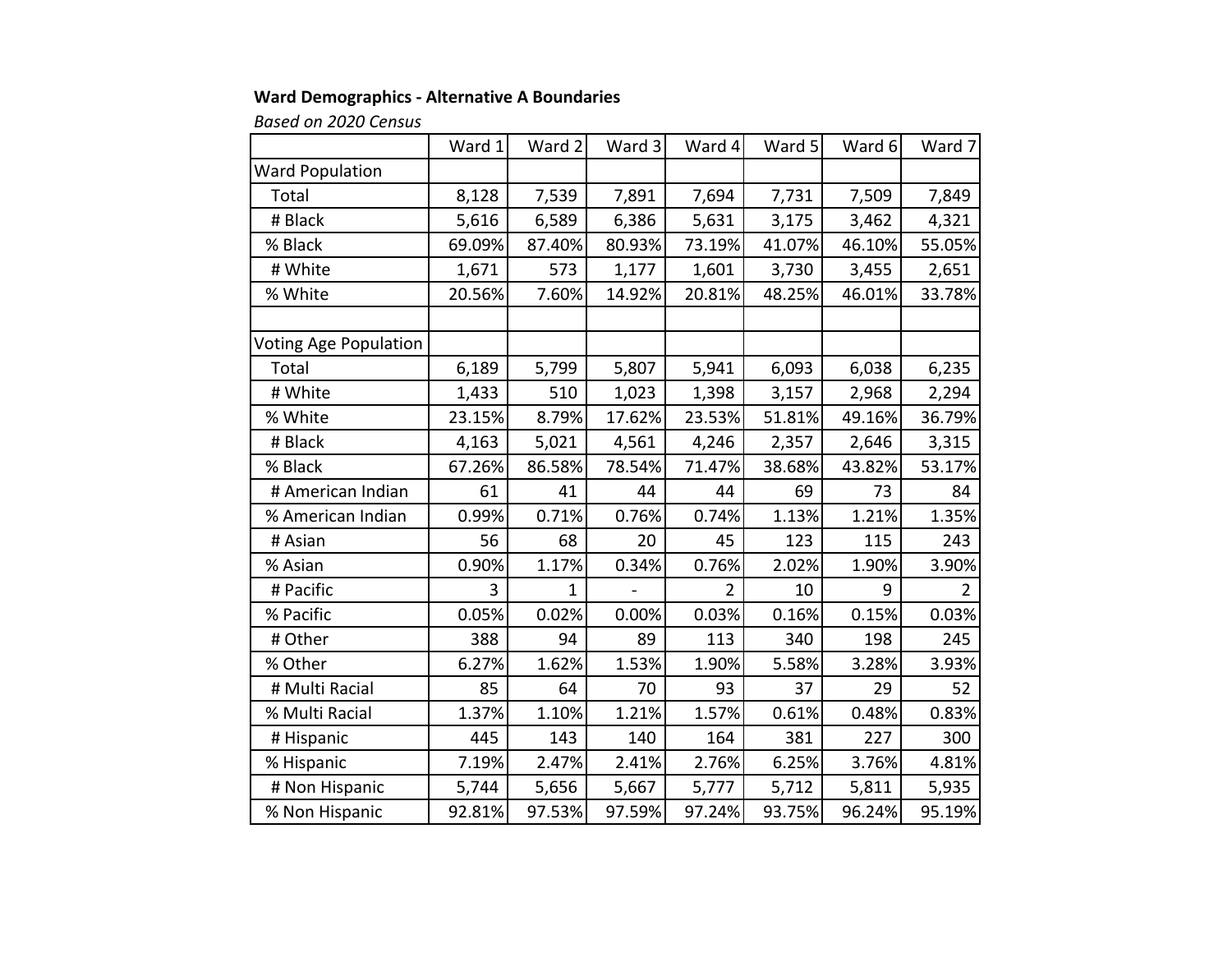**Ward Demographics - Alternative A Boundaries**

*Based on 2020 Census*

| | Ward 1 | Ward 2 | Ward 3 | Ward 4 | Ward 5 | Ward 6 | Ward 7 |
|---|---|---|---|---|---|---|---|
| Ward Population | | | | | | | |
| Total | 8,128 | 7,539 | 7,891 | 7,694 | 7,731 | 7,509 | 7,849 |
| # Black | 5,616 | 6,589 | 6,386 | 5,631 | 3,175 | 3,462 | 4,321 |
| % Black | 69.09% | 87.40% | 80.93% | 73.19% | 41.07% | 46.10% | 55.05% |
| # White | 1,671 | 573 | 1,177 | 1,601 | 3,730 | 3,455 | 2,651 |
| % White | 20.56% | 7.60% | 14.92% | 20.81% | 48.25% | 46.01% | 33.78% |
| | | | | | | | |
| Voting Age Population | | | | | | | |
| Total | 6,189 | 5,799 | 5,807 | 5,941 | 6,093 | 6,038 | 6,235 |
| # White | 1,433 | 510 | 1,023 | 1,398 | 3,157 | 2,968 | 2,294 |
| % White | 23.15% | 8.79% | 17.62% | 23.53% | 51.81% | 49.16% | 36.79% |
| # Black | 4,163 | 5,021 | 4,561 | 4,246 | 2,357 | 2,646 | 3,315 |
| % Black | 67.26% | 86.58% | 78.54% | 71.47% | 38.68% | 43.82% | 53.17% |
| # American Indian | 61 | 41 | 44 | 44 | 69 | 73 | 84 |
| % American Indian | 0.99% | 0.71% | 0.76% | 0.74% | 1.13% | 1.21% | 1.35% |
| # Asian | 56 | 68 | 20 | 45 | 123 | 115 | 243 |
| % Asian | 0.90% | 1.17% | 0.34% | 0.76% | 2.02% | 1.90% | 3.90% |
| # Pacific | 3 | 1 | - | 2 | 10 | 9 | 2 |
| % Pacific | 0.05% | 0.02% | 0.00% | 0.03% | 0.16% | 0.15% | 0.03% |
| # Other | 388 | 94 | 89 | 113 | 340 | 198 | 245 |
| % Other | 6.27% | 1.62% | 1.53% | 1.90% | 5.58% | 3.28% | 3.93% |
| # Multi Racial | 85 | 64 | 70 | 93 | 37 | 29 | 52 |
| % Multi Racial | 1.37% | 1.10% | 1.21% | 1.57% | 0.61% | 0.48% | 0.83% |
| # Hispanic | 445 | 143 | 140 | 164 | 381 | 227 | 300 |
| % Hispanic | 7.19% | 2.47% | 2.41% | 2.76% | 6.25% | 3.76% | 4.81% |
| # Non Hispanic | 5,744 | 5,656 | 5,667 | 5,777 | 5,712 | 5,811 | 5,935 |
| % Non Hispanic | 92.81% | 97.53% | 97.59% | 97.24% | 93.75% | 96.24% | 95.19% |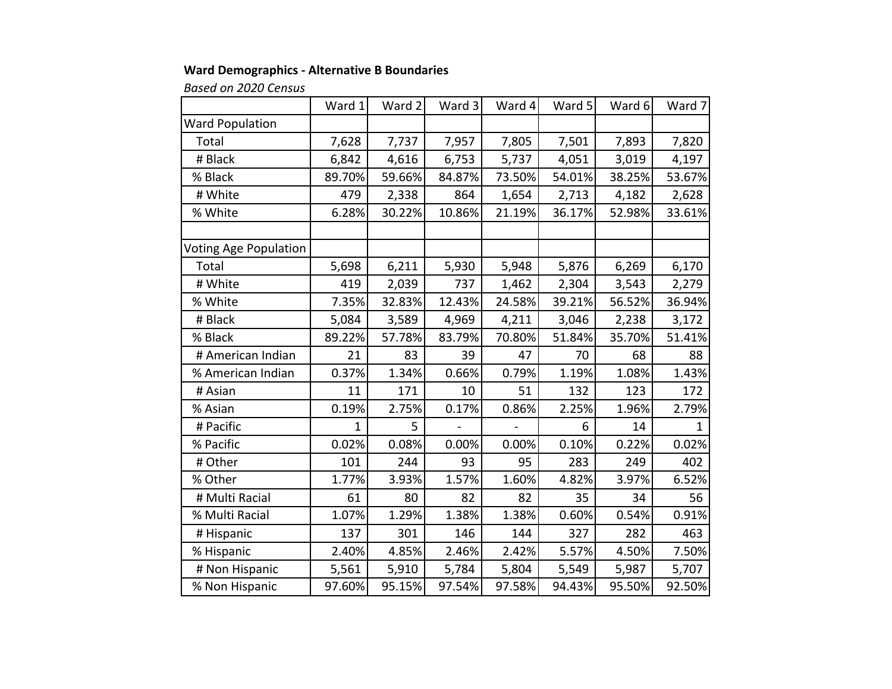**Ward Demographics - Alternative B Boundaries**

*Based on 2020 Census*

| | Ward 1 | Ward 2 | Ward 3 | Ward 4 | Ward 5 | Ward 6 | Ward 7 |
|---|---|---|---|---|---|---|---|
| Ward Population | | | | | | | |
| Total | 7,628 | 7,737 | 7,957 | 7,805 | 7,501 | 7,893 | 7,820 |
| # Black | 6,842 | 4,616 | 6,753 | 5,737 | 4,051 | 3,019 | 4,197 |
| % Black | 89.70% | 59.66% | 84.87% | 73.50% | 54.01% | 38.25% | 53.67% |
| # White | 479 | 2,338 | 864 | 1,654 | 2,713 | 4,182 | 2,628 |
| % White | 6.28% | 30.22% | 10.86% | 21.19% | 36.17% | 52.98% | 33.61% |
| | | | | | | | |
| Voting Age Population | | | | | | | |
| Total | 5,698 | 6,211 | 5,930 | 5,948 | 5,876 | 6,269 | 6,170 |
| # White | 419 | 2,039 | 737 | 1,462 | 2,304 | 3,543 | 2,279 |
| % White | 7.35% | 32.83% | 12.43% | 24.58% | 39.21% | 56.52% | 36.94% |
| # Black | 5,084 | 3,589 | 4,969 | 4,211 | 3,046 | 2,238 | 3,172 |
| % Black | 89.22% | 57.78% | 83.79% | 70.80% | 51.84% | 35.70% | 51.41% |
| # American Indian | 21 | 83 | 39 | 47 | 70 | 68 | 88 |
| % American Indian | 0.37% | 1.34% | 0.66% | 0.79% | 1.19% | 1.08% | 1.43% |
| # Asian | 11 | 171 | 10 | 51 | 132 | 123 | 172 |
| % Asian | 0.19% | 2.75% | 0.17% | 0.86% | 2.25% | 1.96% | 2.79% |
| # Pacific | 1 | 5 | - | - | 6 | 14 | 1 |
| % Pacific | 0.02% | 0.08% | 0.00% | 0.00% | 0.10% | 0.22% | 0.02% |
| # Other | 101 | 244 | 93 | 95 | 283 | 249 | 402 |
| % Other | 1.77% | 3.93% | 1.57% | 1.60% | 4.82% | 3.97% | 6.52% |
| # Multi Racial | 61 | 80 | 82 | 82 | 35 | 34 | 56 |
| % Multi Racial | 1.07% | 1.29% | 1.38% | 1.38% | 0.60% | 0.54% | 0.91% |
| # Hispanic | 137 | 301 | 146 | 144 | 327 | 282 | 463 |
| % Hispanic | 2.40% | 4.85% | 2.46% | 2.42% | 5.57% | 4.50% | 7.50% |
| # Non Hispanic | 5,561 | 5,910 | 5,784 | 5,804 | 5,549 | 5,987 | 5,707 |
| % Non Hispanic | 97.60% | 95.15% | 97.54% | 97.58% | 94.43% | 95.50% | 92.50% |